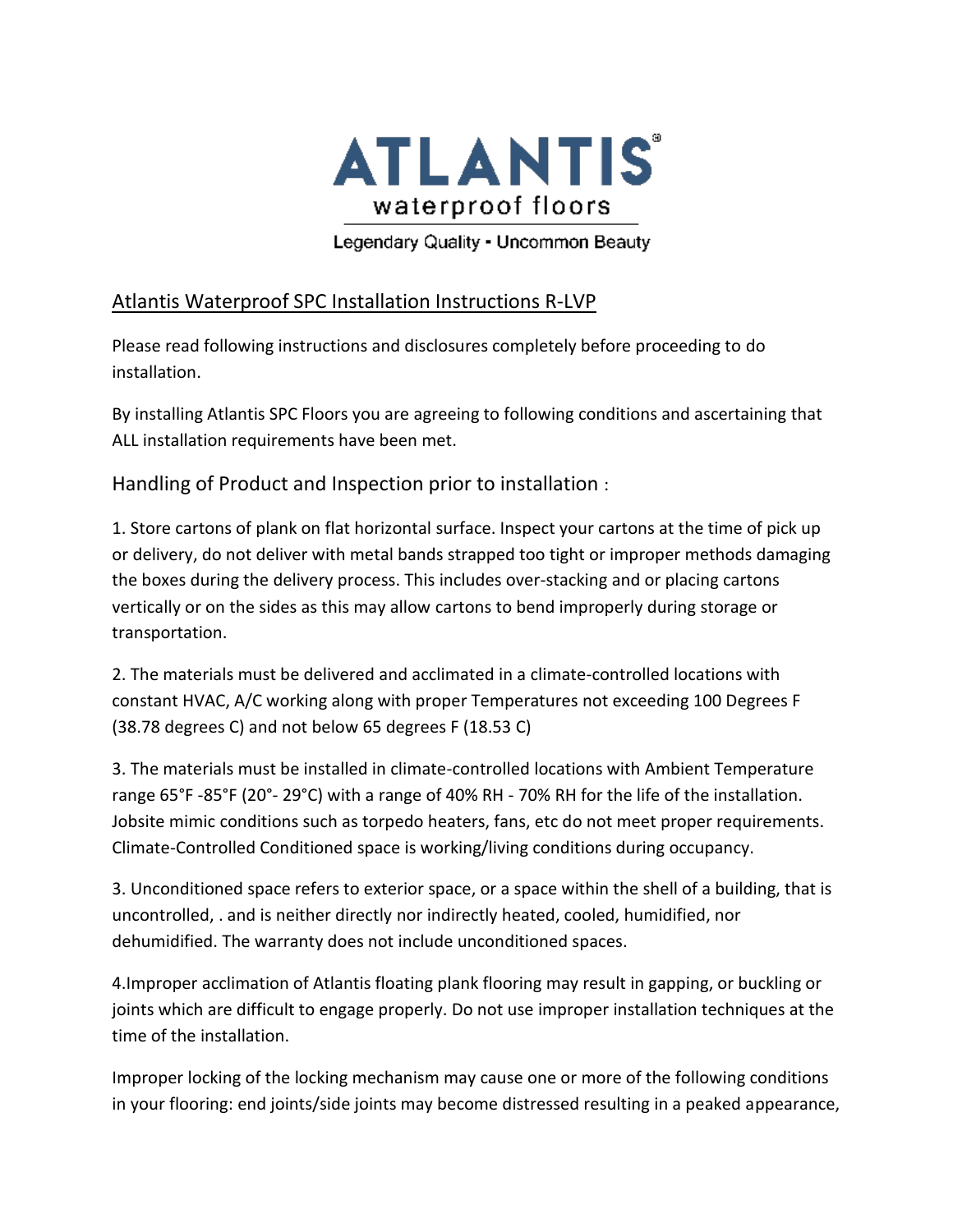# ATLANTIS®

waterproof floors

Legendary Quality • Uncommon Beauty

## Atlantis Waterproof SPC Installation Instructions R-LVP

Please read following instructions and disclosures completely before proceeding to do installation.

By installing Atlantis SPC Floors you are agreeing to following conditions and ascertaining that ALL installation requirements have been met.

### Handling of Product and Inspection prior to installation :

1. Store cartons of plank on flat horizontal surface. Inspect your cartons at the time of pick up or delivery, do not deliver with metal bands strapped too tight or improper methods damaging the boxes during the delivery process. This includes over-stacking and or placing cartons vertically or on the sides as this may allow cartons to bend improperly during storage or transportation.

2. The materials must be delivered and acclimated in a climate-controlled locations with constant HVAC, A/C working along with proper Temperatures not exceeding 100 Degrees F (38.78 degrees C) and not below 65 degrees F (18.53 C)

3. The materials must be installed in climate-controlled locations with Ambient Temperature range 65°F -85°F (20°- 29°C) with a range of 40% RH - 70% RH for the life of the installation. Jobsite mimic conditions such as torpedo heaters, fans, etc do not meet proper requirements. Climate-Controlled Conditioned space is working/living conditions during occupancy.

3. Unconditioned space refers to exterior space, or a space within the shell of a building, that is uncontrolled, . and is neither directly nor indirectly heated, cooled, humidified, nor dehumidified. The warranty does not include unconditioned spaces.

4.Improper acclimation of Atlantis floating plank flooring may result in gapping, or buckling or joints which are difficult to engage properly. Do not use improper installation techniques at the time of the installation.

Improper locking of the locking mechanism may cause one or more of the following conditions in your flooring: end joints/side joints may become distressed resulting in a peaked appearance,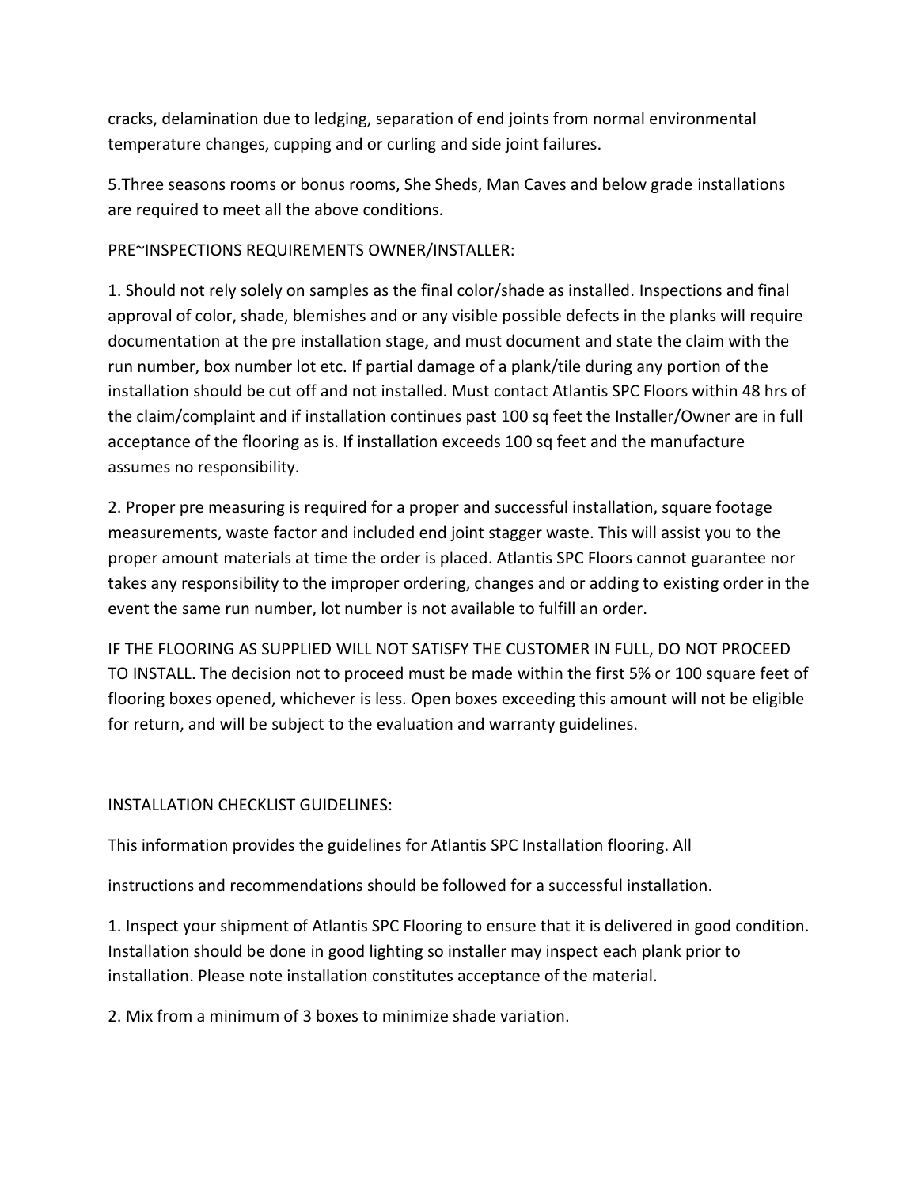cracks, delamination due to ledging, separation of end joints from normal environmental temperature changes, cupping and or curling and side joint failures.

5.Three seasons rooms or bonus rooms, She Sheds, Man Caves and below grade installations are required to meet all the above conditions.

PRE~INSPECTIONS REQUIREMENTS OWNER/INSTALLER:

1. Should not rely solely on samples as the final color/shade as installed. Inspections and final approval of color, shade, blemishes and or any visible possible defects in the planks will require documentation at the pre installation stage, and must document and state the claim with the run number, box number lot etc. If partial damage of a plank/tile during any portion of the installation should be cut off and not installed. Must contact Atlantis SPC Floors within 48 hrs of the claim/complaint and if installation continues past 100 sq feet the Installer/Owner are in full acceptance of the flooring as is. If installation exceeds 100 sq feet and the manufacture assumes no responsibility.

2. Proper pre measuring is required for a proper and successful installation, square footage measurements, waste factor and included end joint stagger waste. This will assist you to the proper amount materials at time the order is placed. Atlantis SPC Floors cannot guarantee nor takes any responsibility to the improper ordering, changes and or adding to existing order in the event the same run number, lot number is not available to fulfill an order.

IF THE FLOORING AS SUPPLIED WILL NOT SATISFY THE CUSTOMER IN FULL, DO NOT PROCEED TO INSTALL. The decision not to proceed must be made within the first 5% or 100 square feet of flooring boxes opened, whichever is less. Open boxes exceeding this amount will not be eligible for return, and will be subject to the evaluation and warranty guidelines.

INSTALLATION CHECKLIST GUIDELINES:

This information provides the guidelines for Atlantis SPC Installation flooring. All

instructions and recommendations should be followed for a successful installation.

1. Inspect your shipment of Atlantis SPC Flooring to ensure that it is delivered in good condition. Installation should be done in good lighting so installer may inspect each plank prior to installation. Please note installation constitutes acceptance of the material.

2. Mix from a minimum of 3 boxes to minimize shade variation.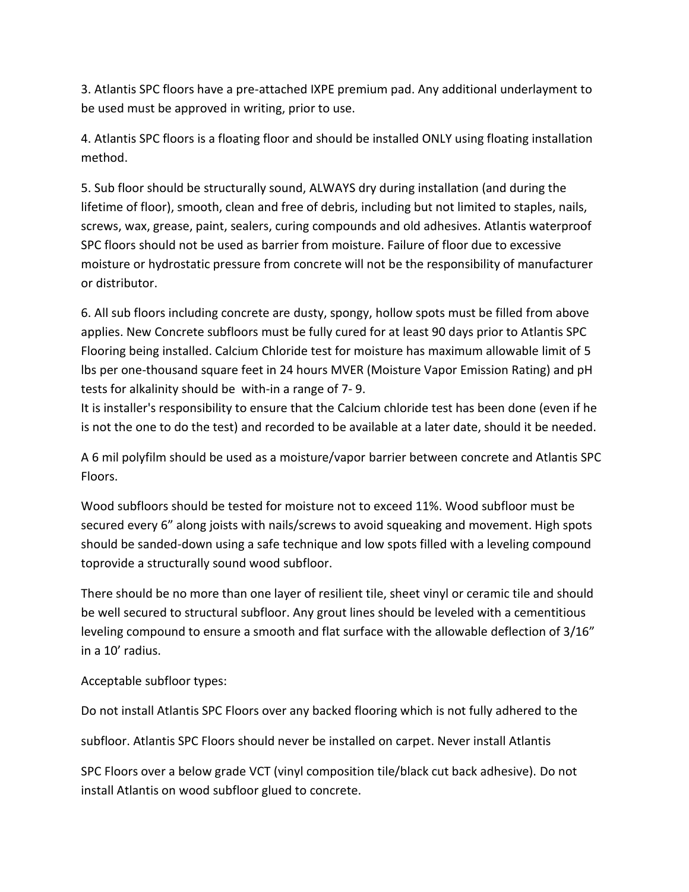3. Atlantis SPC floors have a pre-attached IXPE premium pad. Any additional underlayment to be used must be approved in writing, prior to use.

4. Atlantis SPC floors is a floating floor and should be installed ONLY using floating installation method.

5. Sub floor should be structurally sound, ALWAYS dry during installation (and during the lifetime of floor), smooth, clean and free of debris, including but not limited to staples, nails, screws, wax, grease, paint, sealers, curing compounds and old adhesives. Atlantis waterproof SPC floors should not be used as barrier from moisture. Failure of floor due to excessive moisture or hydrostatic pressure from concrete will not be the responsibility of manufacturer or distributor.

6. All sub floors including concrete are dusty, spongy, hollow spots must be filled from above applies. New Concrete subfloors must be fully cured for at least 90 days prior to Atlantis SPC Flooring being installed. Calcium Chloride test for moisture has maximum allowable limit of 5 lbs per one-thousand square feet in 24 hours MVER (Moisture Vapor Emission Rating) and pH tests for alkalinity should be with-in a range of 7- 9.
It is installer's responsibility to ensure that the Calcium chloride test has been done (even if he is not the one to do the test) and recorded to be available at a later date, should it be needed.

A 6 mil polyfilm should be used as a moisture/vapor barrier between concrete and Atlantis SPC Floors.

Wood subfloors should be tested for moisture not to exceed 11%. Wood subfloor must be secured every 6" along joists with nails/screws to avoid squeaking and movement. High spots should be sanded-down using a safe technique and low spots filled with a leveling compound toprovide a structurally sound wood subfloor.

There should be no more than one layer of resilient tile, sheet vinyl or ceramic tile and should be well secured to structural subfloor. Any grout lines should be leveled with a cementitious leveling compound to ensure a smooth and flat surface with the allowable deflection of 3/16" in a 10' radius.

Acceptable subfloor types:

Do not install Atlantis SPC Floors over any backed flooring which is not fully adhered to the subfloor. Atlantis SPC Floors should never be installed on carpet. Never install Atlantis SPC Floors over a below grade VCT (vinyl composition tile/black cut back adhesive). Do not install Atlantis on wood subfloor glued to concrete.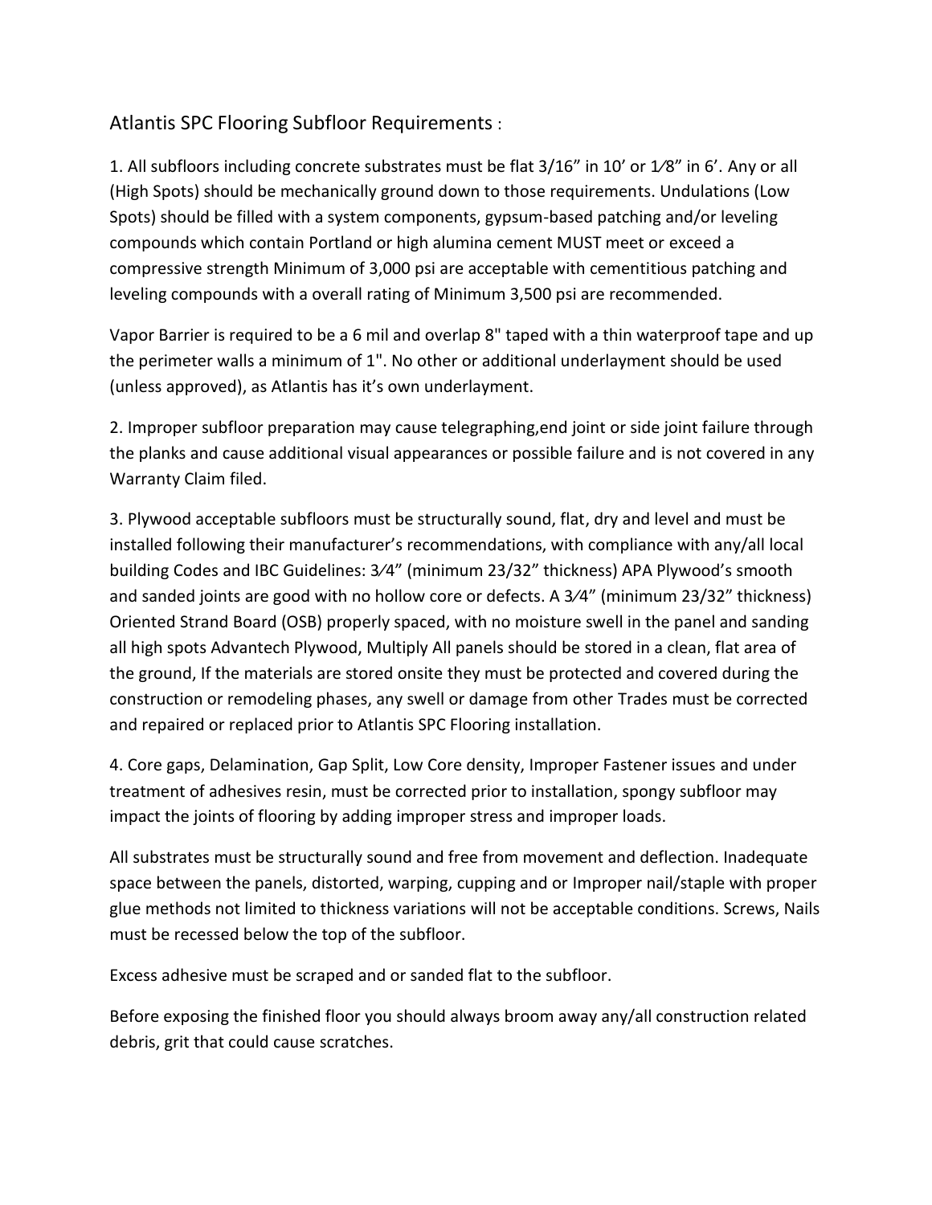## Atlantis SPC Flooring Subfloor Requirements :

1. All subfloors including concrete substrates must be flat 3/16" in 10' or 1⁄8" in 6'. Any or all (High Spots) should be mechanically ground down to those requirements. Undulations (Low Spots) should be filled with a system components, gypsum-based patching and/or leveling compounds which contain Portland or high alumina cement MUST meet or exceed a compressive strength Minimum of 3,000 psi are acceptable with cementitious patching and leveling compounds with a overall rating of Minimum 3,500 psi are recommended.

Vapor Barrier is required to be a 6 mil and overlap 8" taped with a thin waterproof tape and up the perimeter walls a minimum of 1". No other or additional underlayment should be used (unless approved), as Atlantis has it's own underlayment.

2. Improper subfloor preparation may cause telegraphing,end joint or side joint failure through the planks and cause additional visual appearances or possible failure and is not covered in any Warranty Claim filed.

3. Plywood acceptable subfloors must be structurally sound, flat, dry and level and must be installed following their manufacturer's recommendations, with compliance with any/all local building Codes and IBC Guidelines: 3⁄4" (minimum 23/32" thickness) APA Plywood's smooth and sanded joints are good with no hollow core or defects. A 3⁄4" (minimum 23/32" thickness) Oriented Strand Board (OSB) properly spaced, with no moisture swell in the panel and sanding all high spots Advantech Plywood, Multiply All panels should be stored in a clean, flat area of the ground, If the materials are stored onsite they must be protected and covered during the construction or remodeling phases, any swell or damage from other Trades must be corrected and repaired or replaced prior to Atlantis SPC Flooring installation.

4. Core gaps, Delamination, Gap Split, Low Core density, Improper Fastener issues and under treatment of adhesives resin, must be corrected prior to installation, spongy subfloor may impact the joints of flooring by adding improper stress and improper loads.

All substrates must be structurally sound and free from movement and deflection. Inadequate space between the panels, distorted, warping, cupping and or Improper nail/staple with proper glue methods not limited to thickness variations will not be acceptable conditions. Screws, Nails must be recessed below the top of the subfloor.

Excess adhesive must be scraped and or sanded flat to the subfloor.

Before exposing the finished floor you should always broom away any/all construction related debris, grit that could cause scratches.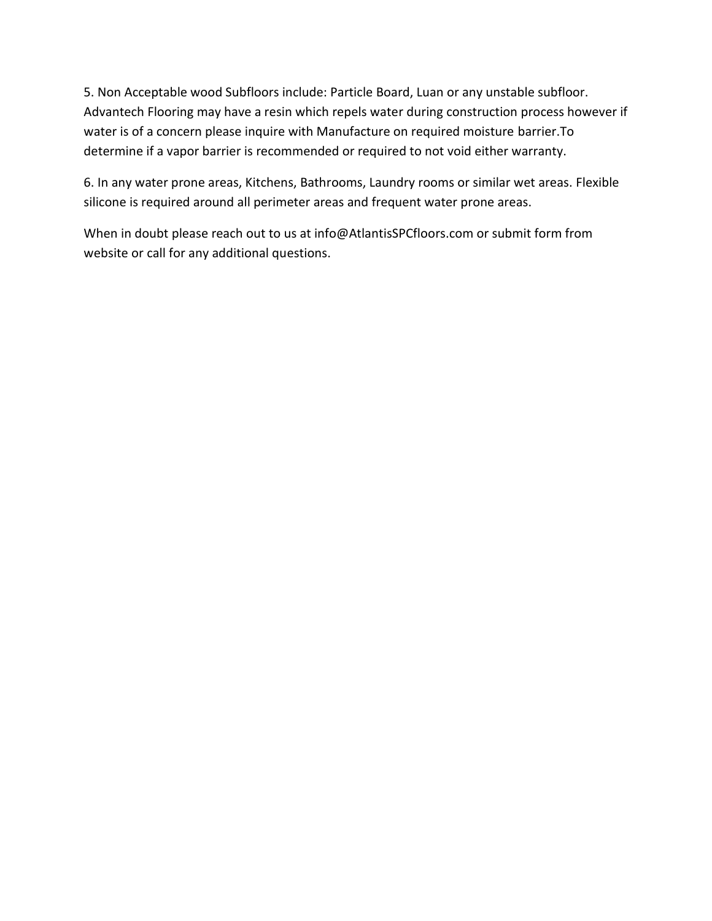5. Non Acceptable wood Subfloors include: Particle Board, Luan or any unstable subfloor. Advantech Flooring may have a resin which repels water during construction process however if water is of a concern please inquire with Manufacture on required moisture barrier.To determine if a vapor barrier is recommended or required to not void either warranty.

6. In any water prone areas, Kitchens, Bathrooms, Laundry rooms or similar wet areas. Flexible silicone is required around all perimeter areas and frequent water prone areas.

When in doubt please reach out to us at info@AtlantisSPCfloors.com or submit form from website or call for any additional questions.